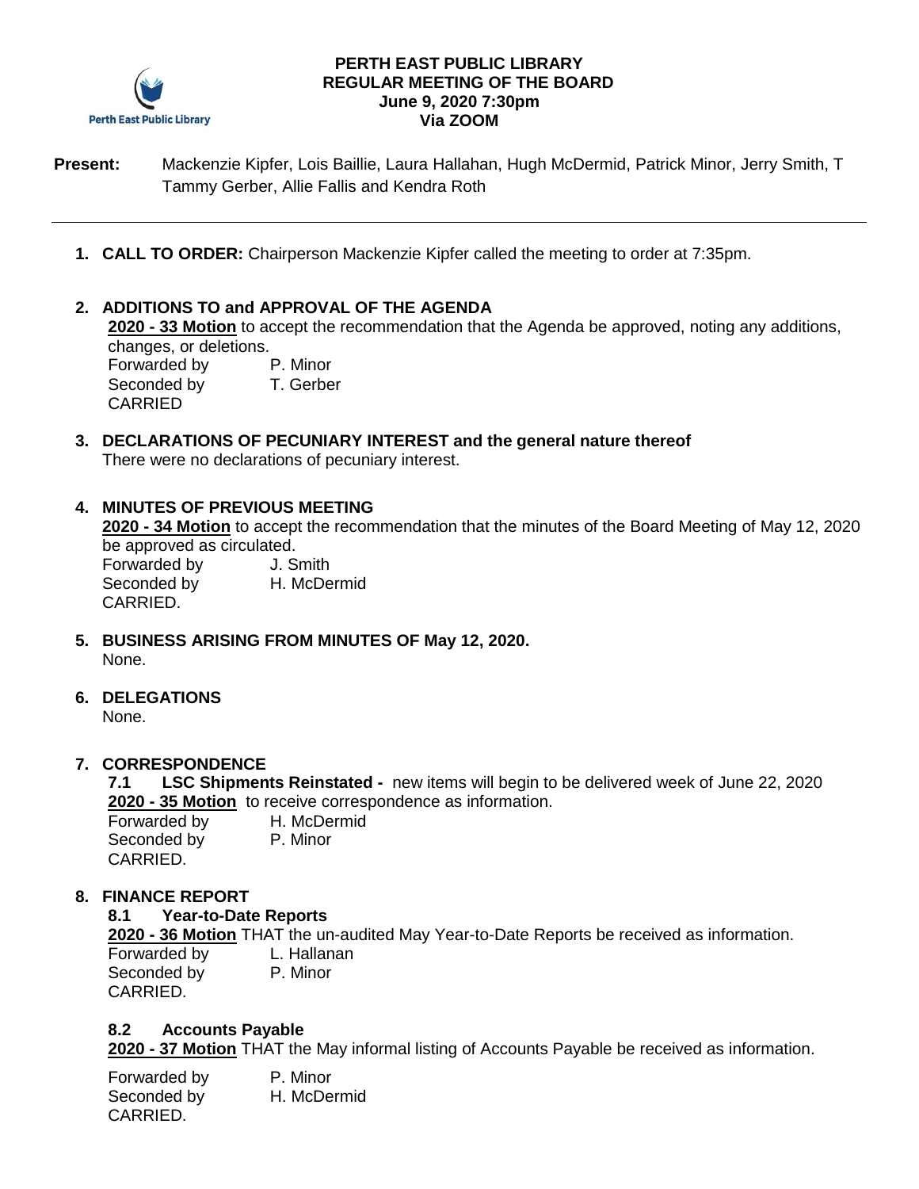**PERTH EAST PUBLIC LIBRARY**
**REGULAR MEETING OF THE BOARD**
**June 9, 2020 7:30pm**
**Via ZOOM**

**Present:** Mackenzie Kipfer, Lois Baillie, Laura Hallahan, Hugh McDermid, Patrick Minor, Jerry Smith, T Tammy Gerber, Allie Fallis and Kendra Roth

---

1. **CALL TO ORDER:** Chairperson Mackenzie Kipfer called the meeting to order at 7:35pm.

2. **ADDITIONS TO and APPROVAL OF THE AGENDA**
   **2020 - 33 Motion** to accept the recommendation that the Agenda be approved, noting any additions, changes, or deletions.
   Forwarded by P. Minor
   Seconded by T. Gerber
   CARRIED

3. **DECLARATIONS OF PECUNIARY INTEREST and the general nature thereof**
   There were no declarations of pecuniary interest.

4. **MINUTES OF PREVIOUS MEETING**
   **2020 - 34 Motion** to accept the recommendation that the minutes of the Board Meeting of May 12, 2020 be approved as circulated.
   Forwarded by J. Smith
   Seconded by H. McDermid
   CARRIED.

5. **BUSINESS ARISING FROM MINUTES OF May 12, 2020.**
   None.

6. **DELEGATIONS**
   None.

7. **CORRESPONDENCE**
   **7.1 LSC Shipments Reinstated -** new items will begin to be delivered week of June 22, 2020
   **2020 - 35 Motion** to receive correspondence as information.
   Forwarded by H. McDermid
   Seconded by P. Minor
   CARRIED.

8. **FINANCE REPORT**
   **8.1 Year-to-Date Reports**
   **2020 - 36 Motion** THAT the un-audited May Year-to-Date Reports be received as information.
   Forwarded by L. Hallanan
   Seconded by P. Minor
   CARRIED.

   **8.2 Accounts Payable**
   **2020 - 37 Motion** THAT the May informal listing of Accounts Payable be received as information.

   Forwarded by P. Minor
   Seconded by H. McDermid
   CARRIED.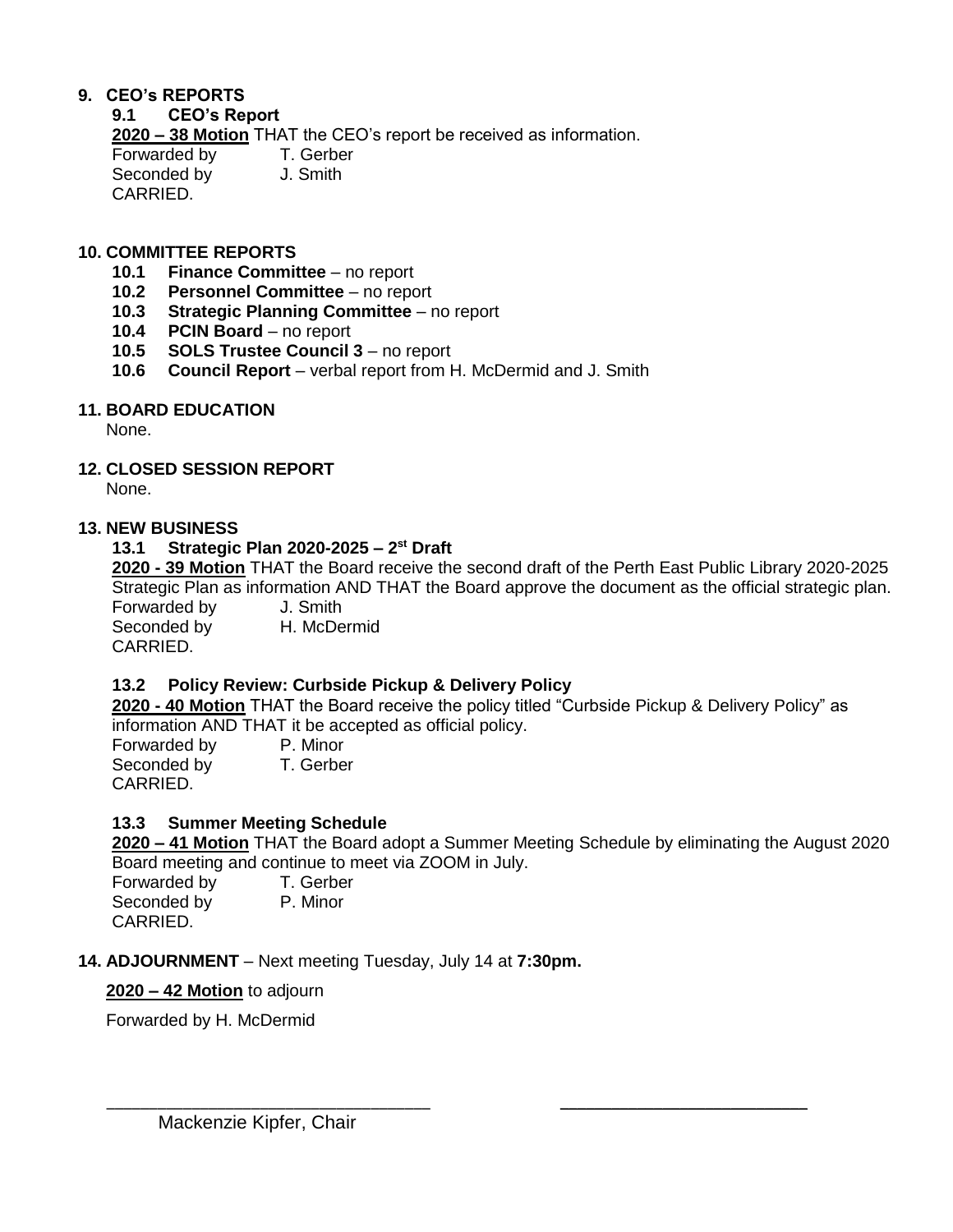## 9. CEO's REPORTS

### 9.1 CEO's Report

**2020 – 38 Motion** THAT the CEO's report be received as information.

Forwarded by T. Gerber
Seconded by J. Smith
CARRIED.

## 10. COMMITTEE REPORTS

- **10.1 Finance Committee** – no report
- **10.2 Personnel Committee** – no report
- **10.3 Strategic Planning Committee** – no report
- **10.4 PCIN Board** – no report
- **10.5 SOLS Trustee Council 3** – no report
- **10.6 Council Report** – verbal report from H. McDermid and J. Smith

## 11. BOARD EDUCATION

None.

## 12. CLOSED SESSION REPORT

None.

## 13. NEW BUSINESS

### 13.1 Strategic Plan 2020-2025 – 2st Draft

**2020 - 39 Motion** THAT the Board receive the second draft of the Perth East Public Library 2020-2025 Strategic Plan as information AND THAT the Board approve the document as the official strategic plan.

Forwarded by J. Smith
Seconded by H. McDermid
CARRIED.

### 13.2 Policy Review: Curbside Pickup & Delivery Policy

**2020 - 40 Motion** THAT the Board receive the policy titled "Curbside Pickup & Delivery Policy" as information AND THAT it be accepted as official policy.

Forwarded by P. Minor
Seconded by T. Gerber
CARRIED.

### 13.3 Summer Meeting Schedule

**2020 – 41 Motion** THAT the Board adopt a Summer Meeting Schedule by eliminating the August 2020 Board meeting and continue to meet via ZOOM in July.

Forwarded by T. Gerber
Seconded by P. Minor
CARRIED.

## 14. ADJOURNMENT – Next meeting Tuesday, July 14 at **7:30pm.**

**2020 – 42 Motion** to adjourn

Forwarded by H. McDermid

________________________________ ________________________

Mackenzie Kipfer, Chair